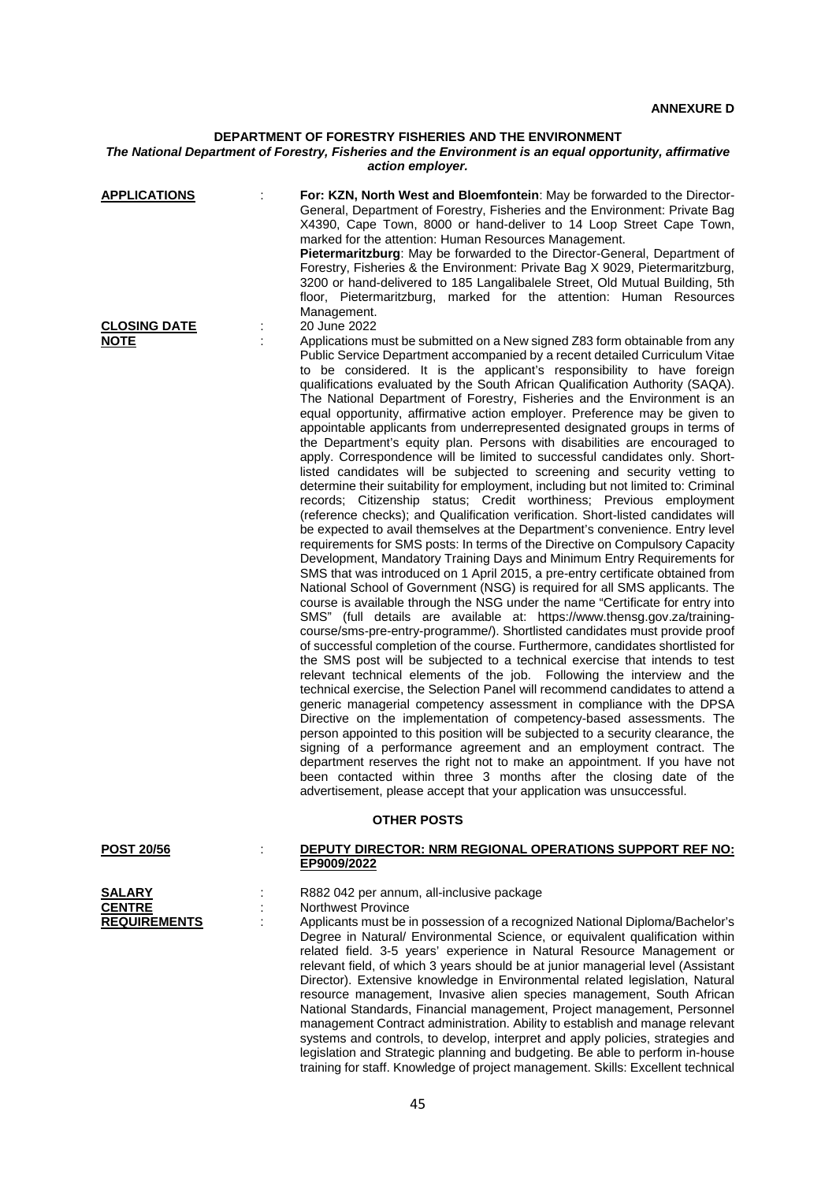**ANNEXURE D**

## DEPARTMENT OF FORESTRY FISHERIES AND THE ENVIRONMENT

*The National Department of Forestry, Fisheries and the Environment is an equal opportunity, affirmative action employer.*

**APPLICATIONS** : **For: KZN, North West and Bloemfontein**: May be forwarded to the Director-General, Department of Forestry, Fisheries and the Environment: Private Bag X4390, Cape Town, 8000 or hand-deliver to 14 Loop Street Cape Town, marked for the attention: Human Resources Management.
**Pietermaritzburg**: May be forwarded to the Director-General, Department of Forestry, Fisheries & the Environment: Private Bag X 9029, Pietermaritzburg, 3200 or hand-delivered to 185 Langalibalele Street, Old Mutual Building, 5th floor, Pietermaritzburg, marked for the attention: Human Resources Management.

**CLOSING DATE** : 20 June 2022

**NOTE** : Applications must be submitted on a New signed Z83 form obtainable from any Public Service Department accompanied by a recent detailed Curriculum Vitae to be considered. It is the applicant's responsibility to have foreign qualifications evaluated by the South African Qualification Authority (SAQA). The National Department of Forestry, Fisheries and the Environment is an equal opportunity, affirmative action employer. Preference may be given to appointable applicants from underrepresented designated groups in terms of the Department's equity plan. Persons with disabilities are encouraged to apply. Correspondence will be limited to successful candidates only. Short-listed candidates will be subjected to screening and security vetting to determine their suitability for employment, including but not limited to: Criminal records; Citizenship status; Credit worthiness; Previous employment (reference checks); and Qualification verification. Short-listed candidates will be expected to avail themselves at the Department's convenience. Entry level requirements for SMS posts: In terms of the Directive on Compulsory Capacity Development, Mandatory Training Days and Minimum Entry Requirements for SMS that was introduced on 1 April 2015, a pre-entry certificate obtained from National School of Government (NSG) is required for all SMS applicants. The course is available through the NSG under the name "Certificate for entry into SMS" (full details are available at: https://www.thensg.gov.za/training-course/sms-pre-entry-programme/). Shortlisted candidates must provide proof of successful completion of the course. Furthermore, candidates shortlisted for the SMS post will be subjected to a technical exercise that intends to test relevant technical elements of the job. Following the interview and the technical exercise, the Selection Panel will recommend candidates to attend a generic managerial competency assessment in compliance with the DPSA Directive on the implementation of competency-based assessments. The person appointed to this position will be subjected to a security clearance, the signing of a performance agreement and an employment contract. The department reserves the right not to make an appointment. If you have not been contacted within three 3 months after the closing date of the advertisement, please accept that your application was unsuccessful.

### OTHER POSTS

**POST 20/56** : **DEPUTY DIRECTOR: NRM REGIONAL OPERATIONS SUPPORT REF NO: EP9009/2022**

**SALARY** : R882 042 per annum, all-inclusive package

**CENTRE** : Northwest Province

**REQUIREMENTS** : Applicants must be in possession of a recognized National Diploma/Bachelor's Degree in Natural/ Environmental Science, or equivalent qualification within related field. 3-5 years' experience in Natural Resource Management or relevant field, of which 3 years should be at junior managerial level (Assistant Director). Extensive knowledge in Environmental related legislation, Natural resource management, Invasive alien species management, South African National Standards, Financial management, Project management, Personnel management Contract administration. Ability to establish and manage relevant systems and controls, to develop, interpret and apply policies, strategies and legislation and Strategic planning and budgeting. Be able to perform in-house training for staff. Knowledge of project management. Skills: Excellent technical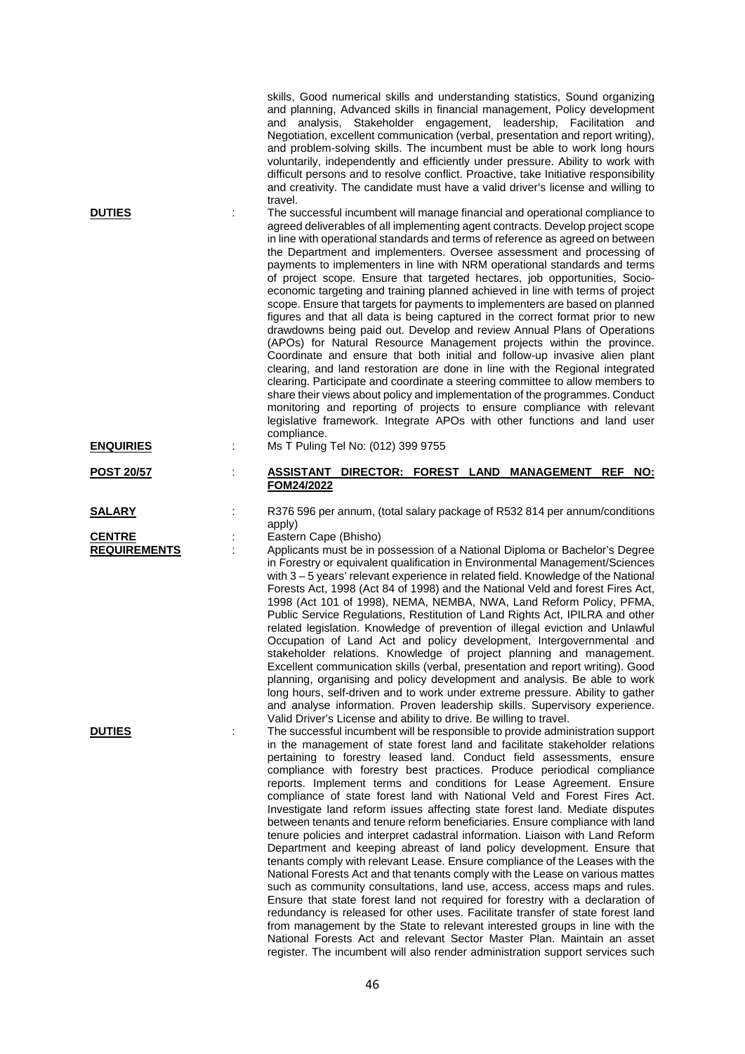skills, Good numerical skills and understanding statistics, Sound organizing and planning, Advanced skills in financial management, Policy development and analysis, Stakeholder engagement, leadership, Facilitation and Negotiation, excellent communication (verbal, presentation and report writing), and problem-solving skills. The incumbent must be able to work long hours voluntarily, independently and efficiently under pressure. Ability to work with difficult persons and to resolve conflict. Proactive, take Initiative responsibility and creativity. The candidate must have a valid driver's license and willing to travel.

**DUTIES** : The successful incumbent will manage financial and operational compliance to agreed deliverables of all implementing agent contracts. Develop project scope in line with operational standards and terms of reference as agreed on between the Department and implementers. Oversee assessment and processing of payments to implementers in line with NRM operational standards and terms of project scope. Ensure that targeted hectares, job opportunities, Socio-economic targeting and training planned achieved in line with terms of project scope. Ensure that targets for payments to implementers are based on planned figures and that all data is being captured in the correct format prior to new drawdowns being paid out. Develop and review Annual Plans of Operations (APOs) for Natural Resource Management projects within the province. Coordinate and ensure that both initial and follow-up invasive alien plant clearing, and land restoration are done in line with the Regional integrated clearing. Participate and coordinate a steering committee to allow members to share their views about policy and implementation of the programmes. Conduct monitoring and reporting of projects to ensure compliance with relevant legislative framework. Integrate APOs with other functions and land user compliance.

**ENQUIRIES** : Ms T Puling Tel No: (012) 399 9755

**POST 20/57** : **ASSISTANT DIRECTOR: FOREST LAND MANAGEMENT REF NO: FOM24/2022**

**SALARY** : R376 596 per annum, (total salary package of R532 814 per annum/conditions apply)

**CENTRE** : Eastern Cape (Bhisho)

**REQUIREMENTS** : Applicants must be in possession of a National Diploma or Bachelor's Degree in Forestry or equivalent qualification in Environmental Management/Sciences with 3 – 5 years' relevant experience in related field. Knowledge of the National Forests Act, 1998 (Act 84 of 1998) and the National Veld and forest Fires Act, 1998 (Act 101 of 1998), NEMA, NEMBA, NWA, Land Reform Policy, PFMA, Public Service Regulations, Restitution of Land Rights Act, IPILRA and other related legislation. Knowledge of prevention of illegal eviction and Unlawful Occupation of Land Act and policy development, Intergovernmental and stakeholder relations. Knowledge of project planning and management. Excellent communication skills (verbal, presentation and report writing). Good planning, organising and policy development and analysis. Be able to work long hours, self-driven and to work under extreme pressure. Ability to gather and analyse information. Proven leadership skills. Supervisory experience. Valid Driver's License and ability to drive. Be willing to travel.

**DUTIES** : The successful incumbent will be responsible to provide administration support in the management of state forest land and facilitate stakeholder relations pertaining to forestry leased land. Conduct field assessments, ensure compliance with forestry best practices. Produce periodical compliance reports. Implement terms and conditions for Lease Agreement. Ensure compliance of state forest land with National Veld and Forest Fires Act. Investigate land reform issues affecting state forest land. Mediate disputes between tenants and tenure reform beneficiaries. Ensure compliance with land tenure policies and interpret cadastral information. Liaison with Land Reform Department and keeping abreast of land policy development. Ensure that tenants comply with relevant Lease. Ensure compliance of the Leases with the National Forests Act and that tenants comply with the Lease on various mattes such as community consultations, land use, access, access maps and rules. Ensure that state forest land not required for forestry with a declaration of redundancy is released for other uses. Facilitate transfer of state forest land from management by the State to relevant interested groups in line with the National Forests Act and relevant Sector Master Plan. Maintain an asset register. The incumbent will also render administration support services such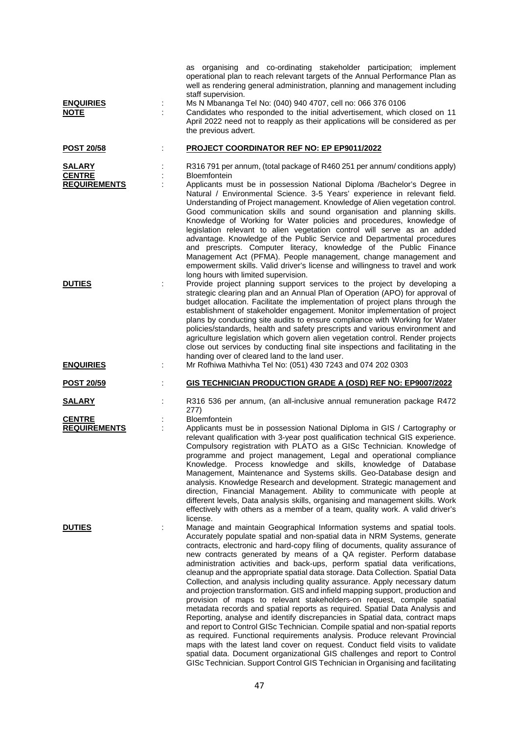as organising and co-ordinating stakeholder participation; implement operational plan to reach relevant targets of the Annual Performance Plan as well as rendering general administration, planning and management including staff supervision.

**ENQUIRIES** : Ms N Mbananga Tel No: (040) 940 4707, cell no: 066 376 0106

**NOTE** : Candidates who responded to the initial advertisement, which closed on 11 April 2022 need not to reapply as their applications will be considered as per the previous advert.

**POST 20/58** : **PROJECT COORDINATOR REF NO: EP EP9011/2022**

**SALARY** : R316 791 per annum, (total package of R460 251 per annum/ conditions apply)

**CENTRE** : Bloemfontein

**REQUIREMENTS** : Applicants must be in possession National Diploma /Bachelor's Degree in Natural / Environmental Science. 3-5 Years' experience in relevant field. Understanding of Project management. Knowledge of Alien vegetation control. Good communication skills and sound organisation and planning skills. Knowledge of Working for Water policies and procedures, knowledge of legislation relevant to alien vegetation control will serve as an added advantage. Knowledge of the Public Service and Departmental procedures and prescripts. Computer literacy, knowledge of the Public Finance Management Act (PFMA). People management, change management and empowerment skills. Valid driver's license and willingness to travel and work long hours with limited supervision.

**DUTIES** : Provide project planning support services to the project by developing a strategic clearing plan and an Annual Plan of Operation (APO) for approval of budget allocation. Facilitate the implementation of project plans through the establishment of stakeholder engagement. Monitor implementation of project plans by conducting site audits to ensure compliance with Working for Water policies/standards, health and safety prescripts and various environment and agriculture legislation which govern alien vegetation control. Render projects close out services by conducting final site inspections and facilitating in the handing over of cleared land to the land user.

**ENQUIRIES** : Mr Rofhiwa Mathivha Tel No: (051) 430 7243 and 074 202 0303

**POST 20/59** : **GIS TECHNICIAN PRODUCTION GRADE A (OSD) REF NO: EP9007/2022**

**SALARY** : R316 536 per annum, (an all-inclusive annual remuneration package R472 277)

**CENTRE** : Bloemfontein

**REQUIREMENTS** : Applicants must be in possession National Diploma in GIS / Cartography or relevant qualification with 3-year post qualification technical GIS experience. Compulsory registration with PLATO as a GISc Technician. Knowledge of programme and project management, Legal and operational compliance Knowledge. Process knowledge and skills, knowledge of Database Management, Maintenance and Systems skills. Geo-Database design and analysis. Knowledge Research and development. Strategic management and direction, Financial Management. Ability to communicate with people at different levels, Data analysis skills, organising and management skills. Work effectively with others as a member of a team, quality work. A valid driver's license.

**DUTIES** : Manage and maintain Geographical Information systems and spatial tools. Accurately populate spatial and non-spatial data in NRM Systems, generate contracts, electronic and hard-copy filing of documents, quality assurance of new contracts generated by means of a QA register. Perform database administration activities and back-ups, perform spatial data verifications, cleanup and the appropriate spatial data storage. Data Collection. Spatial Data Collection, and analysis including quality assurance. Apply necessary datum and projection transformation. GIS and infield mapping support, production and provision of maps to relevant stakeholders-on request, compile spatial metadata records and spatial reports as required. Spatial Data Analysis and Reporting, analyse and identify discrepancies in Spatial data, contract maps and report to Control GISc Technician. Compile spatial and non-spatial reports as required. Functional requirements analysis. Produce relevant Provincial maps with the latest land cover on request. Conduct field visits to validate spatial data. Document organizational GIS challenges and report to Control GISc Technician. Support Control GIS Technician in Organising and facilitating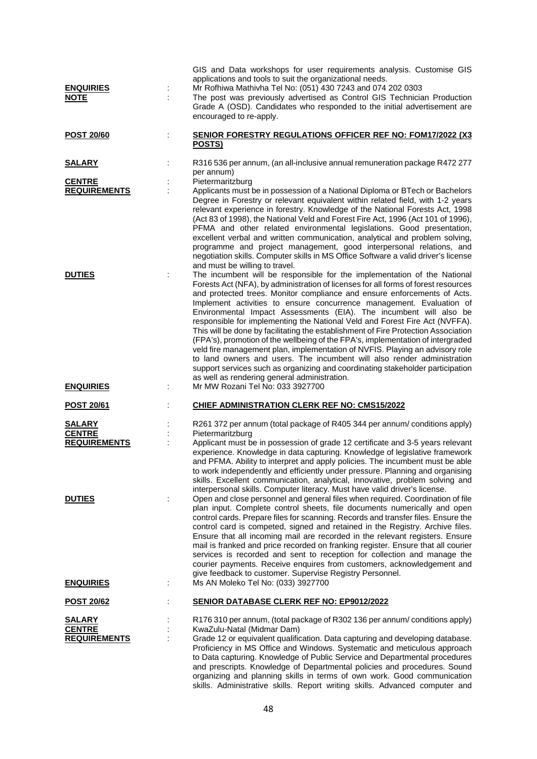GIS and Data workshops for user requirements analysis. Customise GIS applications and tools to suit the organizational needs.

**ENQUIRIES** : Mr Rofhiwa Mathivha Tel No: (051) 430 7243 and 074 202 0303

**NOTE** : The post was previously advertised as Control GIS Technician Production Grade A (OSD). Candidates who responded to the initial advertisement are encouraged to re-apply.

**POST 20/60** : **SENIOR FORESTRY REGULATIONS OFFICER REF NO: FOM17/2022 (X3 POSTS)**

**SALARY** : R316 536 per annum, (an all-inclusive annual remuneration package R472 277 per annum)

**CENTRE** : Pietermaritzburg

**REQUIREMENTS** : Applicants must be in possession of a National Diploma or BTech or Bachelors Degree in Forestry or relevant equivalent within related field, with 1-2 years relevant experience in forestry. Knowledge of the National Forests Act, 1998 (Act 83 of 1998), the National Veld and Forest Fire Act, 1996 (Act 101 of 1996), PFMA and other related environmental legislations. Good presentation, excellent verbal and written communication, analytical and problem solving, programme and project management, good interpersonal relations, and negotiation skills. Computer skills in MS Office Software a valid driver's license and must be willing to travel.

**DUTIES** : The incumbent will be responsible for the implementation of the National Forests Act (NFA), by administration of licenses for all forms of forest resources and protected trees. Monitor compliance and ensure enforcements of Acts. Implement activities to ensure concurrence management. Evaluation of Environmental Impact Assessments (EIA). The incumbent will also be responsible for implementing the National Veld and Forest Fire Act (NVFFA). This will be done by facilitating the establishment of Fire Protection Association (FPA's), promotion of the wellbeing of the FPA's, implementation of intergraded veld fire management plan, implementation of NVFIS. Playing an advisory role to land owners and users. The incumbent will also render administration support services such as organizing and coordinating stakeholder participation as well as rendering general administration.

**ENQUIRIES** : Mr MW Rozani Tel No: 033 3927700

**POST 20/61** : **CHIEF ADMINISTRATION CLERK REF NO: CMS15/2022**

**SALARY** : R261 372 per annum (total package of R405 344 per annum/ conditions apply)

**CENTRE** : Pietermaritzburg

**REQUIREMENTS** : Applicant must be in possession of grade 12 certificate and 3-5 years relevant experience. Knowledge in data capturing. Knowledge of legislative framework and PFMA. Ability to interpret and apply policies. The incumbent must be able to work independently and efficiently under pressure. Planning and organising skills. Excellent communication, analytical, innovative, problem solving and interpersonal skills. Computer literacy. Must have valid driver's license.

**DUTIES** : Open and close personnel and general files when required. Coordination of file plan input. Complete control sheets, file documents numerically and open control cards. Prepare files for scanning. Records and transfer files. Ensure the control card is competed, signed and retained in the Registry. Archive files. Ensure that all incoming mail are recorded in the relevant registers. Ensure mail is franked and price recorded on franking register. Ensure that all courier services is recorded and sent to reception for collection and manage the courier payments. Receive enquires from customers, acknowledgement and give feedback to customer. Supervise Registry Personnel.

**ENQUIRIES** : Ms AN Moleko Tel No: (033) 3927700

**POST 20/62** : **SENIOR DATABASE CLERK REF NO: EP9012/2022**

**SALARY** : R176 310 per annum, (total package of R302 136 per annum/ conditions apply)

**CENTRE** : KwaZulu-Natal (Midmar Dam)

**REQUIREMENTS** : Grade 12 or equivalent qualification. Data capturing and developing database. Proficiency in MS Office and Windows. Systematic and meticulous approach to Data capturing. Knowledge of Public Service and Departmental procedures and prescripts. Knowledge of Departmental policies and procedures. Sound organizing and planning skills in terms of own work. Good communication skills. Administrative skills. Report writing skills. Advanced computer and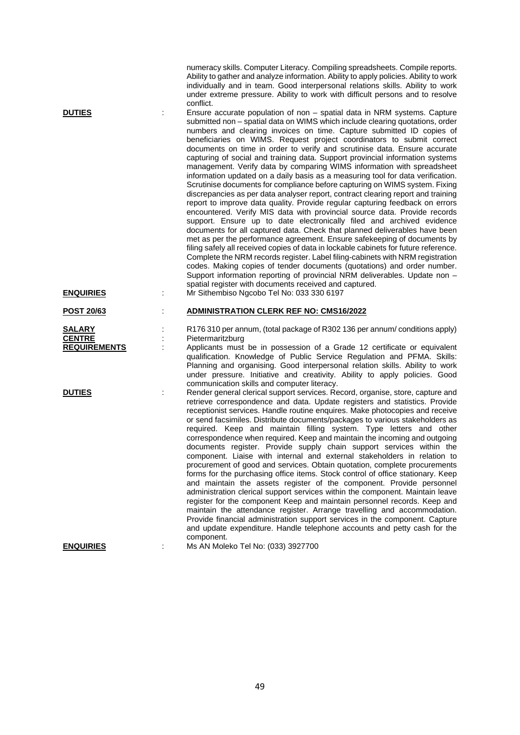numeracy skills. Computer Literacy. Compiling spreadsheets. Compile reports. Ability to gather and analyze information. Ability to apply policies. Ability to work individually and in team. Good interpersonal relations skills. Ability to work under extreme pressure. Ability to work with difficult persons and to resolve conflict.

**DUTIES** : Ensure accurate population of non – spatial data in NRM systems. Capture submitted non – spatial data on WIMS which include clearing quotations, order numbers and clearing invoices on time. Capture submitted ID copies of beneficiaries on WIMS. Request project coordinators to submit correct documents on time in order to verify and scrutinise data. Ensure accurate capturing of social and training data. Support provincial information systems management. Verify data by comparing WIMS information with spreadsheet information updated on a daily basis as a measuring tool for data verification. Scrutinise documents for compliance before capturing on WIMS system. Fixing discrepancies as per data analyser report, contract clearing report and training report to improve data quality. Provide regular capturing feedback on errors encountered. Verify MIS data with provincial source data. Provide records support. Ensure up to date electronically filed and archived evidence documents for all captured data. Check that planned deliverables have been met as per the performance agreement. Ensure safekeeping of documents by filing safely all received copies of data in lockable cabinets for future reference. Complete the NRM records register. Label filing-cabinets with NRM registration codes. Making copies of tender documents (quotations) and order number. Support information reporting of provincial NRM deliverables. Update non – spatial register with documents received and captured.

**ENQUIRIES** : Mr Sithembiso Ngcobo Tel No: 033 330 6197

**POST 20/63** : **ADMINISTRATION CLERK REF NO: CMS16/2022**

**SALARY** : R176 310 per annum, (total package of R302 136 per annum/ conditions apply)

**CENTRE** : Pietermaritzburg

**REQUIREMENTS** : Applicants must be in possession of a Grade 12 certificate or equivalent qualification. Knowledge of Public Service Regulation and PFMA. Skills: Planning and organising. Good interpersonal relation skills. Ability to work under pressure. Initiative and creativity. Ability to apply policies. Good communication skills and computer literacy.

**DUTIES** : Render general clerical support services. Record, organise, store, capture and retrieve correspondence and data. Update registers and statistics. Provide receptionist services. Handle routine enquires. Make photocopies and receive or send facsimiles. Distribute documents/packages to various stakeholders as required. Keep and maintain filling system. Type letters and other correspondence when required. Keep and maintain the incoming and outgoing documents register. Provide supply chain support services within the component. Liaise with internal and external stakeholders in relation to procurement of good and services. Obtain quotation, complete procurements forms for the purchasing office items. Stock control of office stationary. Keep and maintain the assets register of the component. Provide personnel administration clerical support services within the component. Maintain leave register for the component Keep and maintain personnel records. Keep and maintain the attendance register. Arrange travelling and accommodation. Provide financial administration support services in the component. Capture and update expenditure. Handle telephone accounts and petty cash for the component.

**ENQUIRIES** : Ms AN Moleko Tel No: (033) 3927700